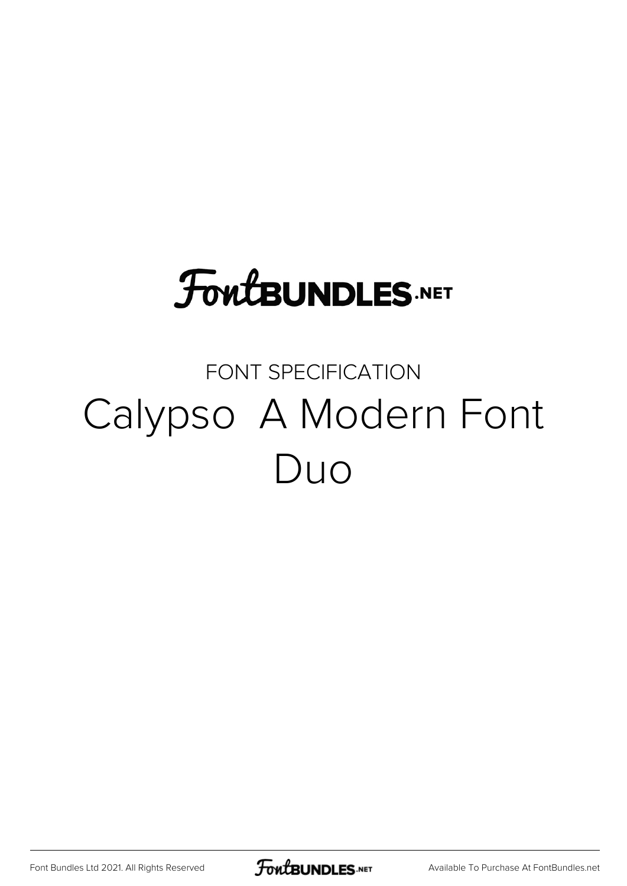FontBUNDLES.NET

FONT SPECIFICATION

# Calypso A Modern Font Duo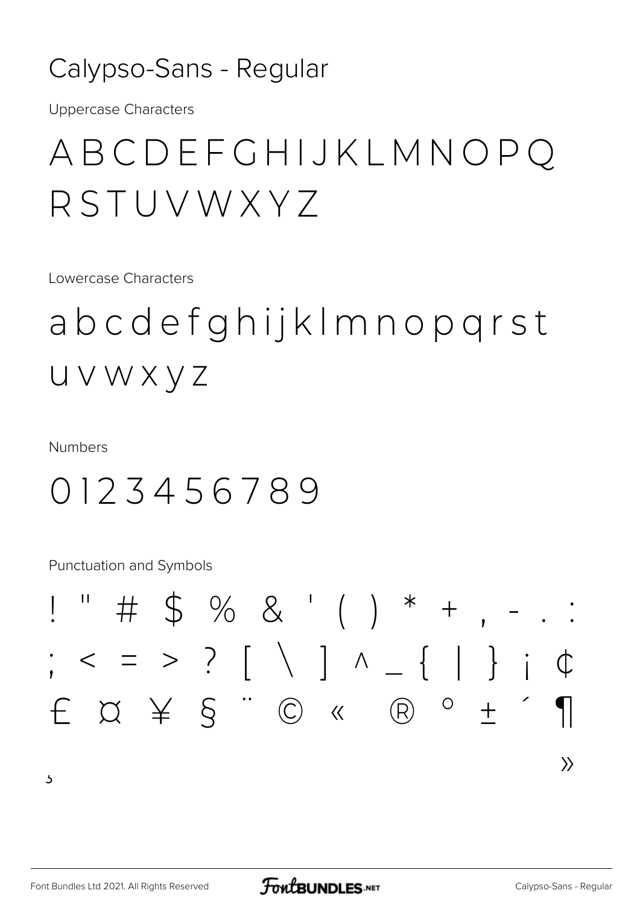# Calypso-Sans - Regular

Uppercase Characters

ABCDEFGHIJKLMNOPQ
RSTUVWXYZ

Lowercase Characters

abcdefghijklmnopqrst
uvwxyz

Numbers

0123456789

Punctuation and Symbols

! " # $ % & ' ( ) * + , - . :
; < = > ? [ \ ] ^ _ { | } ¡ ¢
£ ¤ ¥ § ¨ © « ® ° ± ´ ¶
¸ »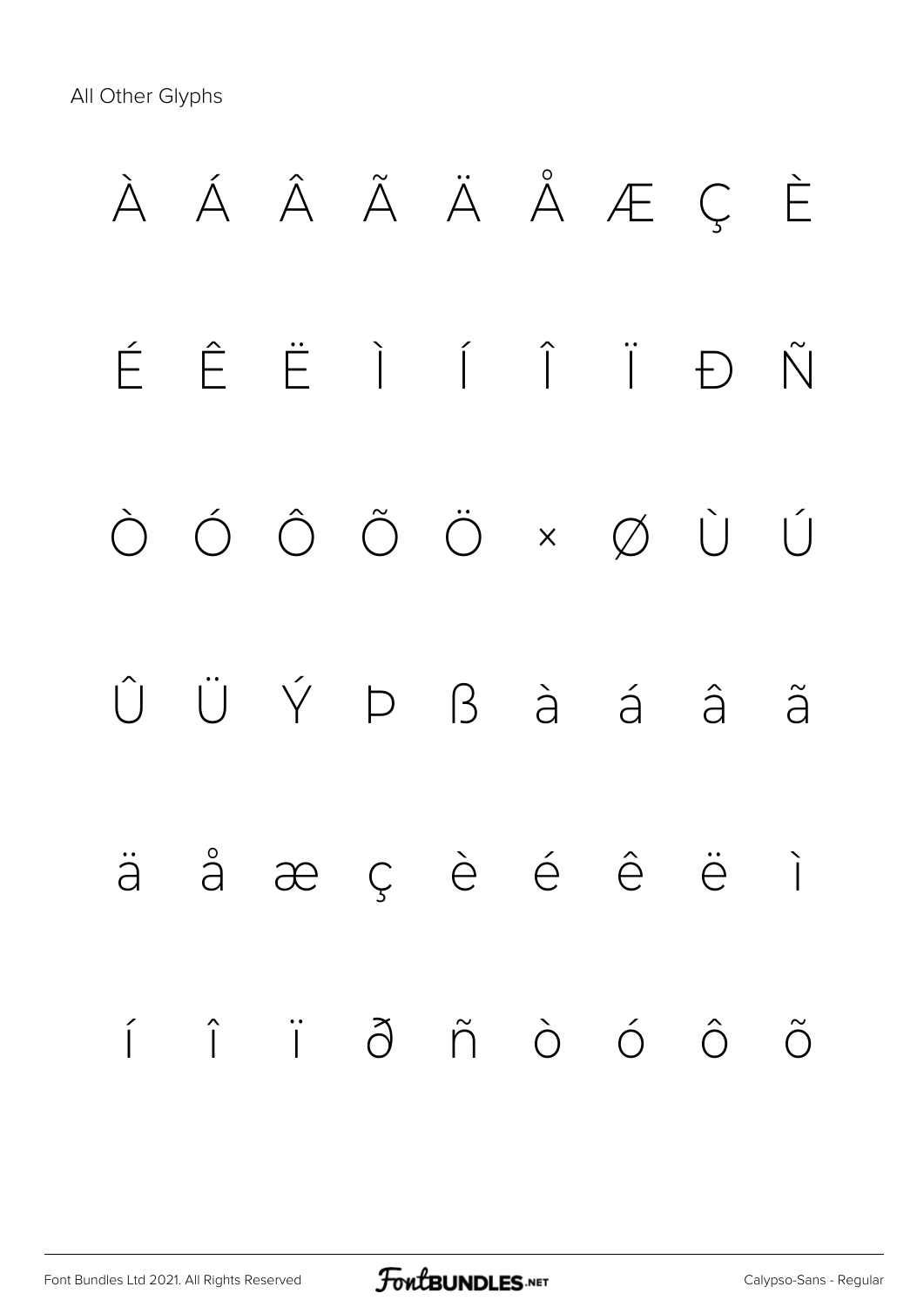All Other Glyphs

À Á Â Ã Ä Å Æ Ç È

É Ê Ë Ì Í Î Ï Đ Ñ

Ò Ó Ô Õ Ö × Ø Ù Ú

Û Ü Ý Þ ß à á â ã

ä å æ ç è é ê ë ì

í î ï ð ñ ò ó ô õ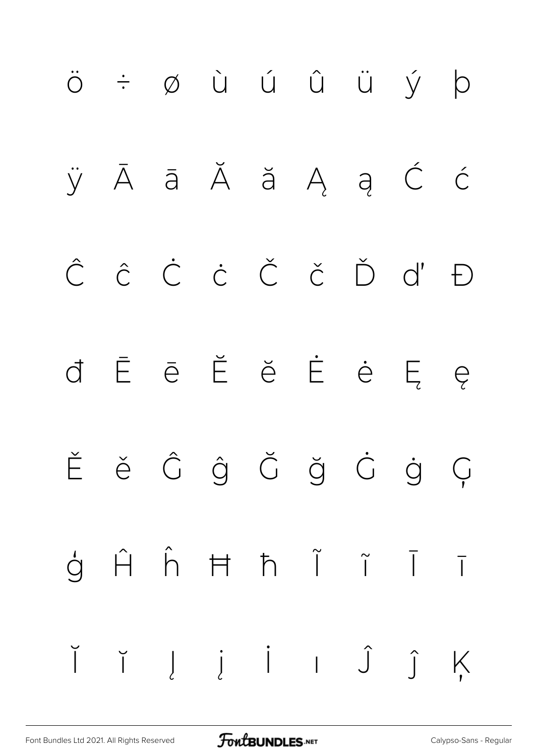ö ÷ ø ù ú û ü ý þ

ÿ Ā ā Ă ă Ą ą Ć ć

Ĉ ĉ Ċ ċ Č č Ď ď Đ

đ Ē ē Ĕ ĕ Ė ė Ę ę

Ě ě Ĝ ĝ Ğ ğ Ġ ġ Ģ

ģ Ĥ ĥ Ħ ħ Ĩ ĩ Ī ī

Ĭ ĭ Į į İ ı Ĵ ĵ Ķ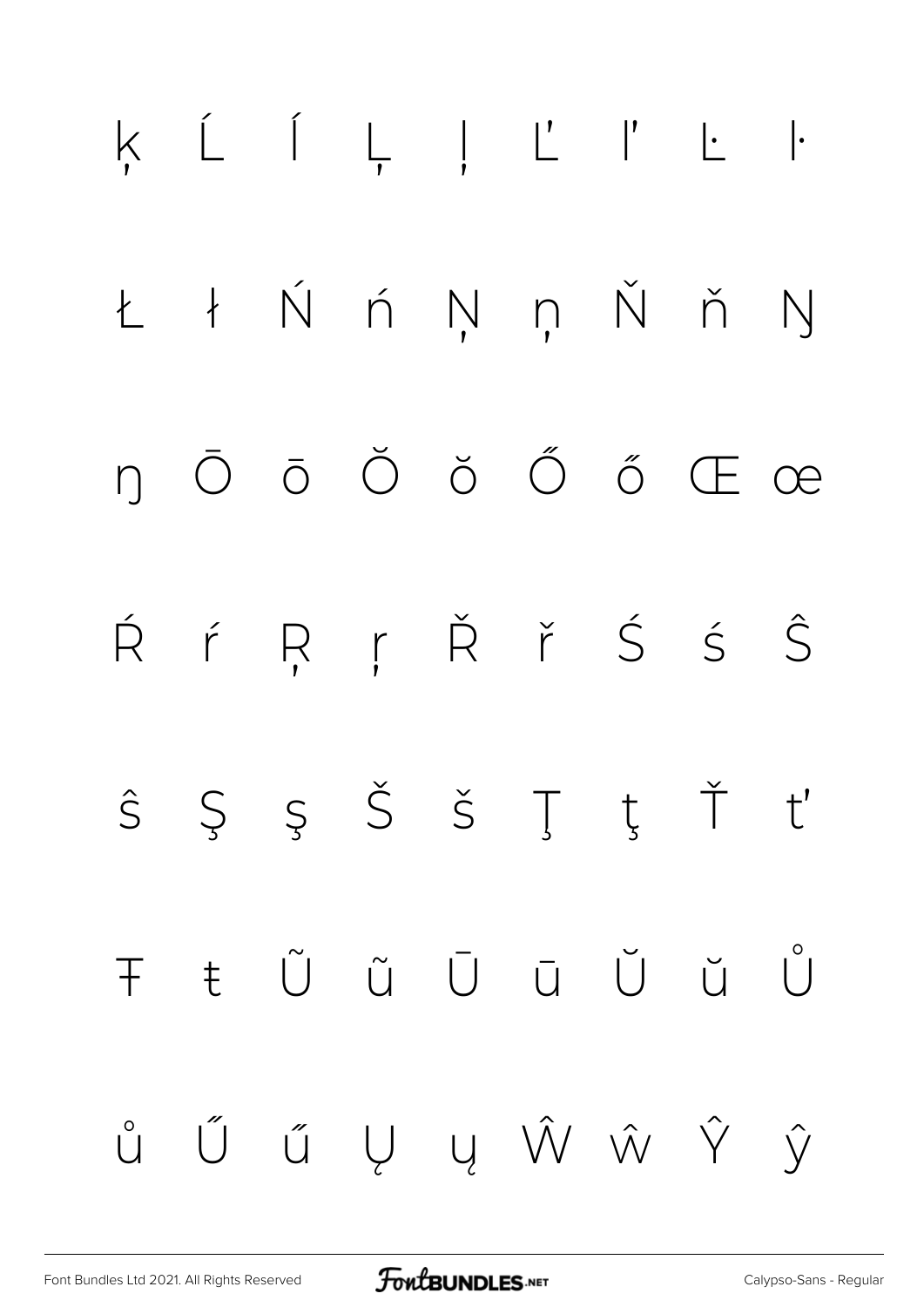ķ Ĺ ĺ Ļ ļ Ľ ľ Ŀ ŀ

Ł ł Ń ń Ņ ņ Ň ň Ŋ

ŋ Ō ō Ŏ ŏ Ő ő Œ œ

Ŕ ŕ Ŗ ŗ Ř ř Ś ś Ŝ

ŝ Ş ş Š š Ţ ţ Ť ť

Ŧ ŧ Ũ ũ Ū ū Ŭ ŭ Ů

ů Ű ű Ų ų Ŵ ŵ Ŷ ŷ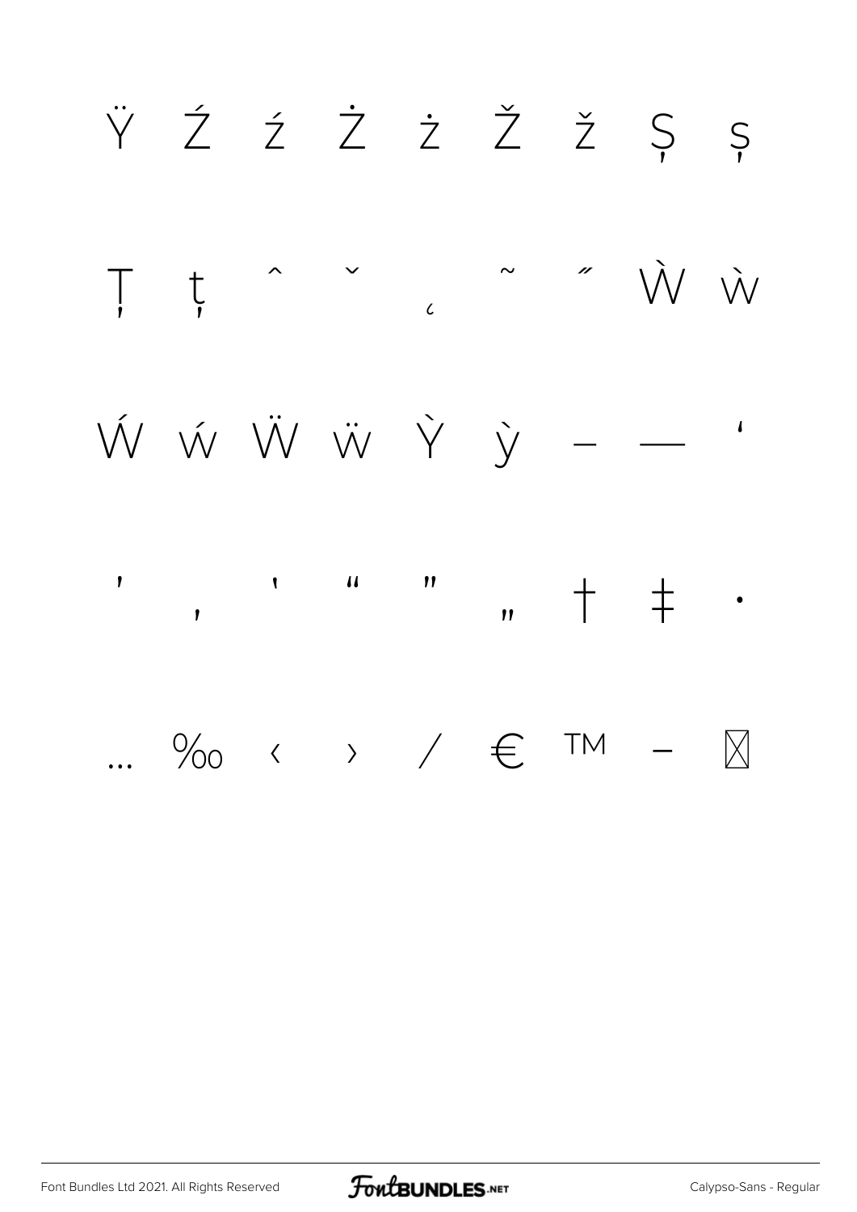Ÿ Ź ź Ż ż Ž ž Ș ș

Ț ț ˆ ˇ ˛ ˜ ˝ Ẁ ẁ

Ẃ ẃ Ẅ ẅ Ỳ ỳ – — ‘

’ ‚ ‛ “ ” „ † ‡ •

… ‰ ‹ › ⁄ € ™ −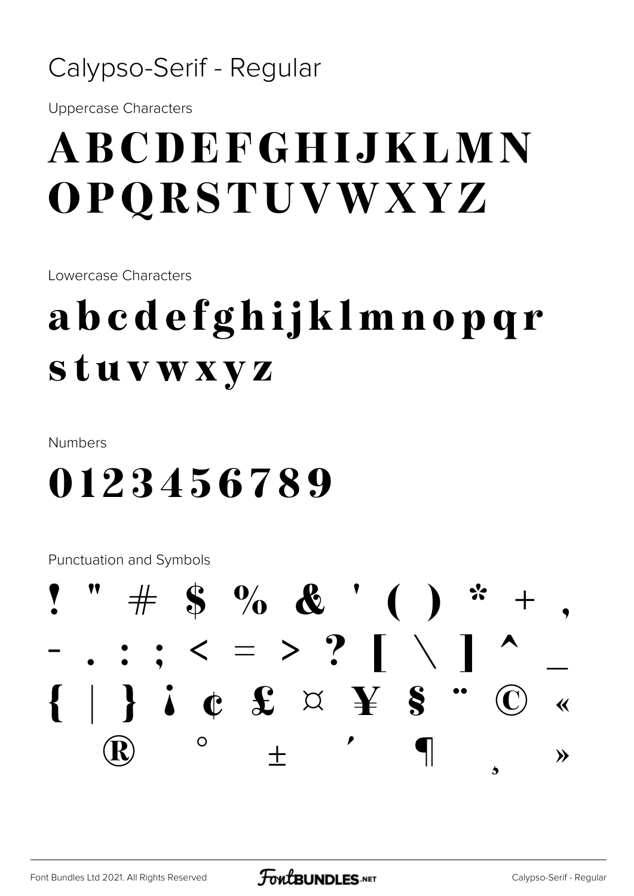# Calypso-Serif - Regular

Uppercase Characters

ABCDEFGHIJKLMN
OPQRSTUVWXYZ

Lowercase Characters

abcdefghijklmnopqr
stuvwxyz

Numbers

0123456789

Punctuation and Symbols

! " # $ % & ' ( ) * + ,
- . : ; < = > ? [ \ ] ^ _
{ | } ¡ ¢ £ ¤ ¥ § ¨ © «
® ° ± ´ ¶ ¸ »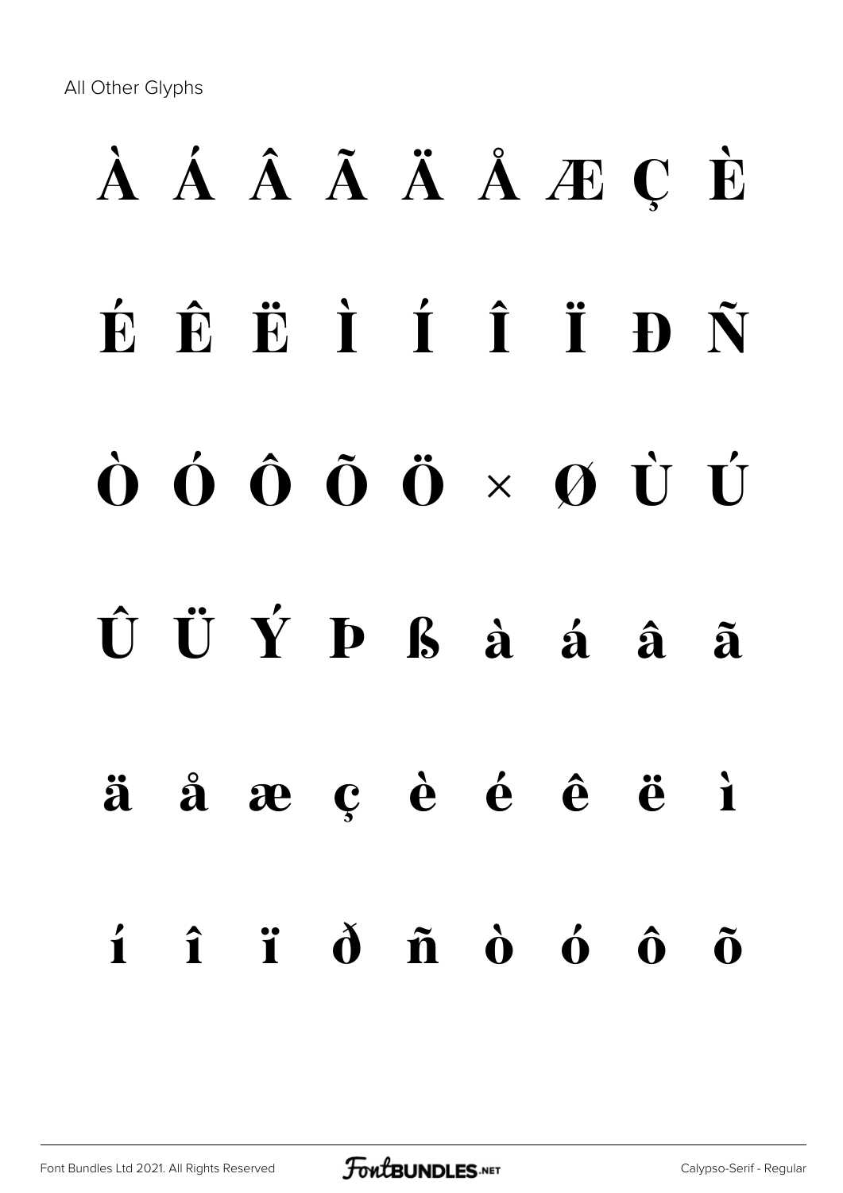All Other Glyphs

À Á Â Ã Ä Å Æ Ç È

É Ê Ë Ì Í Î Ï Đ Ñ

Ò Ó Ô Õ Ö × Ø Ù Ú

Û Ü Ý Þ ß à á â ã

ä å æ ç è é ê ë ì

í î ï ð ñ ò ó ô õ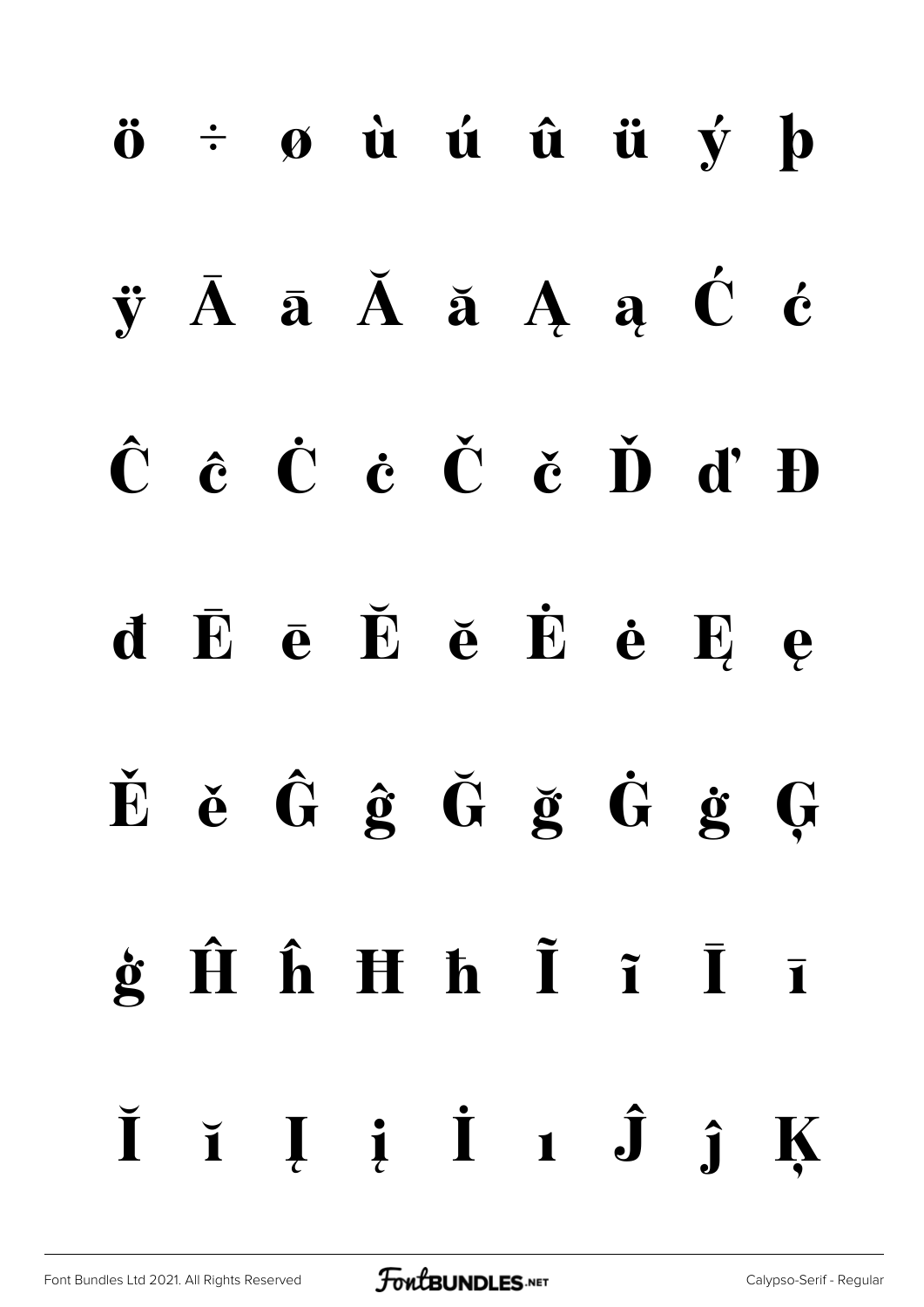ö ÷ ø ù ú û ü ý þ

ÿ Ā ā Ă ă Ą ą Ć ć

Ĉ ĉ Ċ ċ Č č Ď ď Đ

đ Ē ē Ĕ ĕ Ė ė Ę ę

Ě ě Ĝ ĝ Ğ ğ Ġ ġ Ģ

ģ Ĥ ĥ Ħ ħ Ĩ ĩ Ī ī

Ĭ ĭ Į į İ ı Ĵ ĵ Ķ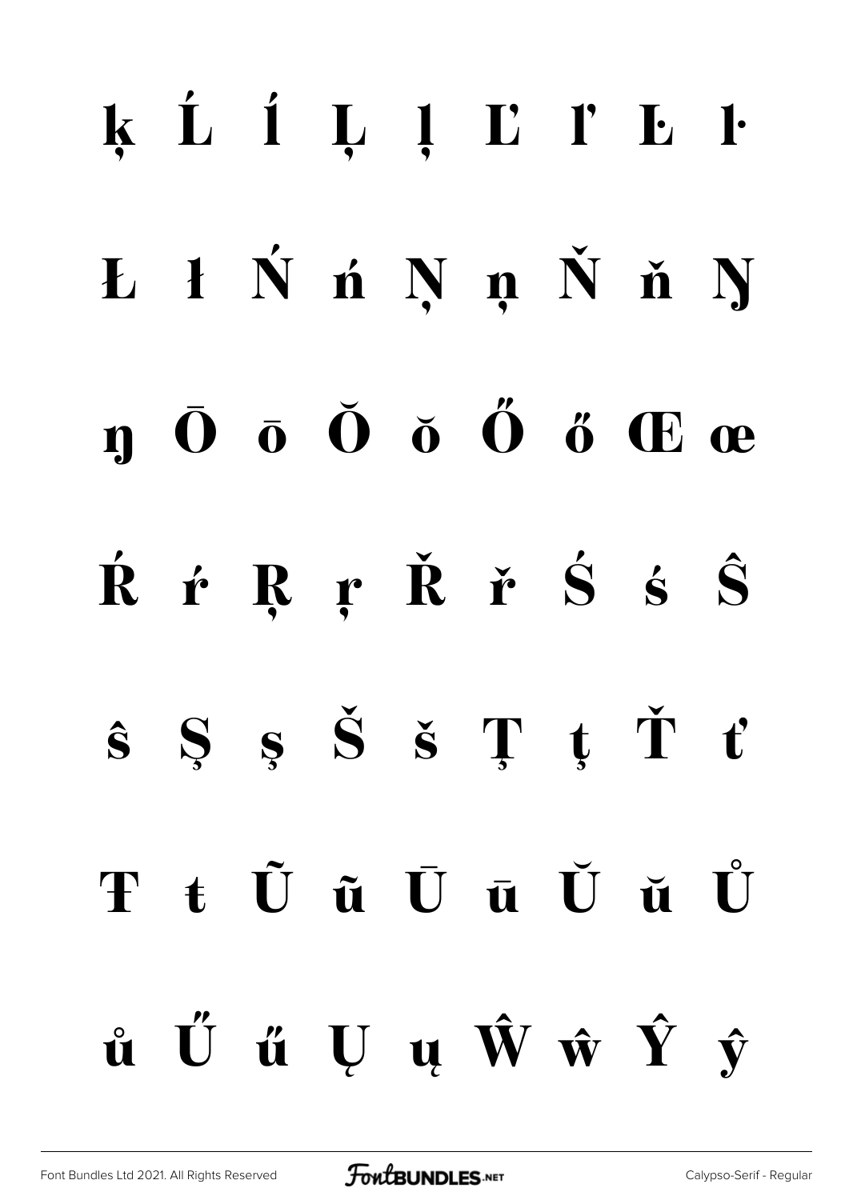ķ Ĺ ĺ Ļ ļ Ľ ľ Ŀ ŀ

Ł ł Ń ń Ņ ņ Ň ň Ŋ

ŋ Ō ō Ŏ ŏ Ő ő Œ œ

Ŕ ŕ Ŗ ŗ Ř ř Ś ś Ŝ

ŝ Ş ş Š š Ţ ţ Ť ť

Ŧ ŧ Ũ ũ Ū ū Ŭ ŭ Ů

ů Ű ű Ų ų Ŵ ŵ Ŷ ŷ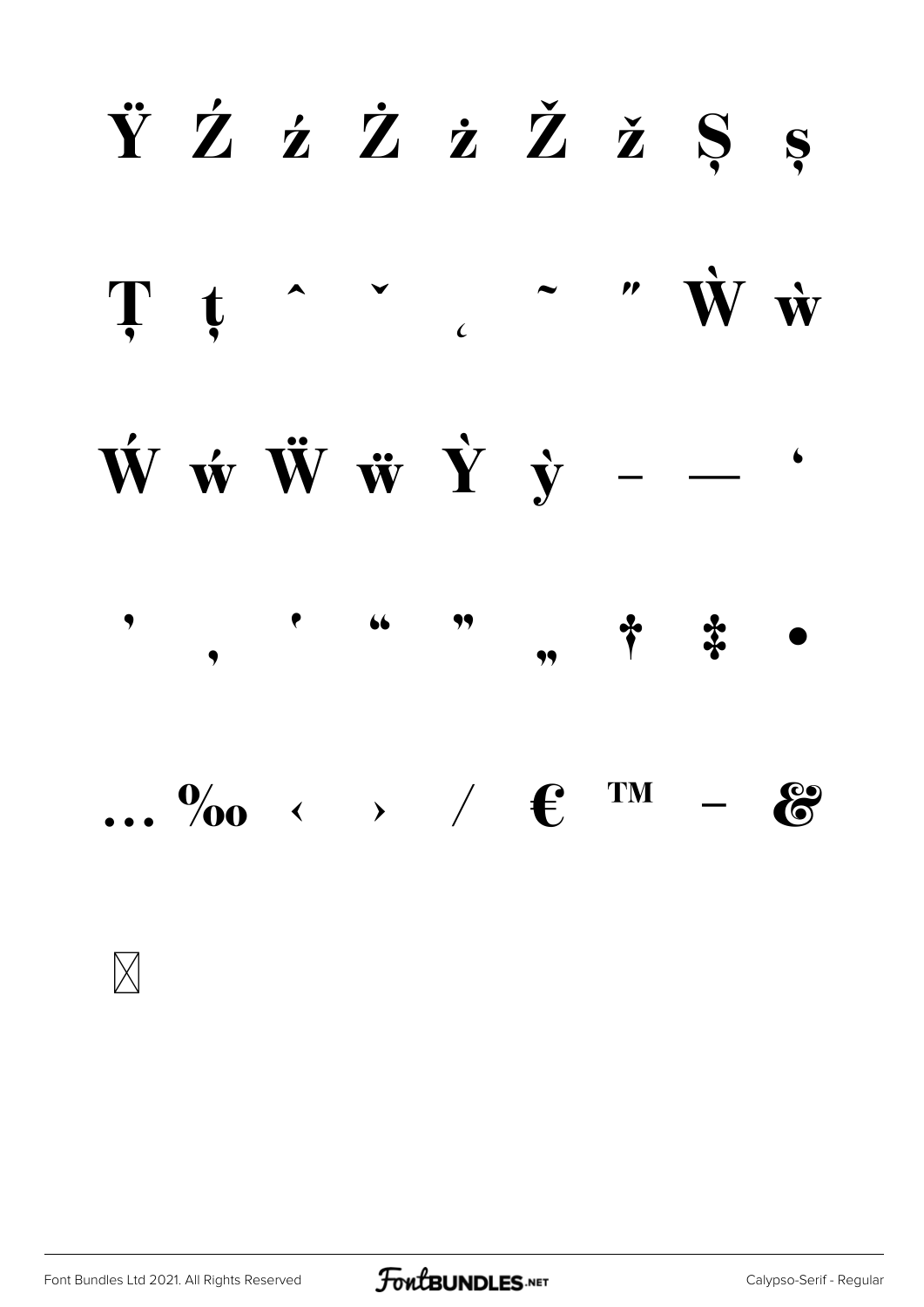Ÿ Ź ź Ż ż Ž ž Ș ș

Ț ț ˆ ˇ ˛ ˜ ˝ Ẁ ẁ

Ẃ ẃ Ẅ ẅ Ỳ ỳ – — ‘

’ ‚ ‛ “ ” „ † ‡ •

… ‰ ‹ › ⁄ € ™ − &

⊠